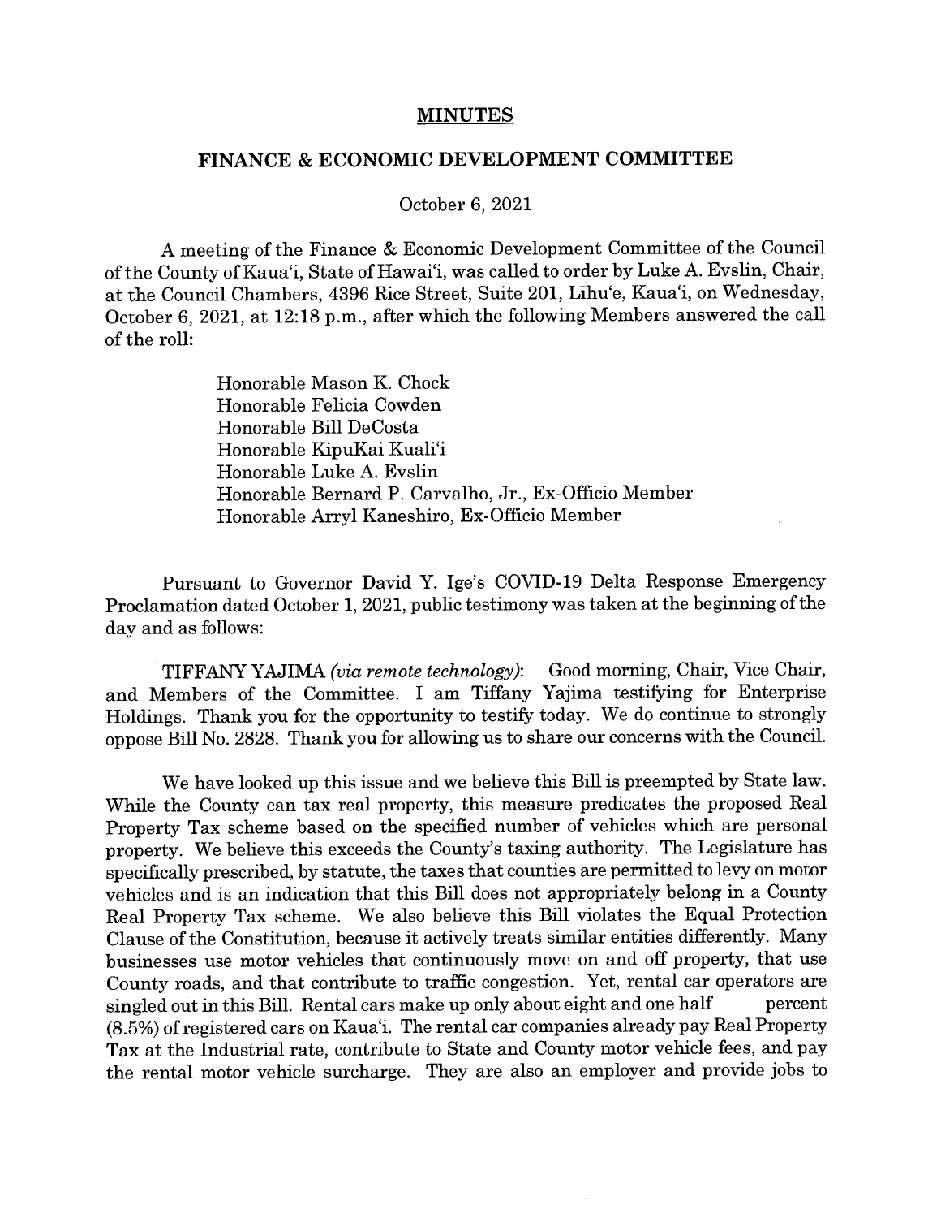# MINUTES

## FINANCE & ECONOMIC DEVELOPMENT COMMITTEE

October 6, 2021

A meeting of the Finance & Economic Development Committee of the Council of the County of Kaua'i, State of Hawai'i, was called to order by Luke A. Evslin, Chair, at the Council Chambers, 4396 Rice Street, Suite 201, Līhu'e, Kaua'i, on Wednesday, October 6, 2021, at 12:18 p.m., after which the following Members answered the call of the roll:

Honorable Mason K. Chock
Honorable Felicia Cowden
Honorable Bill DeCosta
Honorable KipuKai Kuali'i
Honorable Luke A. Evslin
Honorable Bernard P. Carvalho, Jr., Ex-Officio Member
Honorable Arryl Kaneshiro, Ex-Officio Member

Pursuant to Governor David Y. Ige's COVID-19 Delta Response Emergency Proclamation dated October 1, 2021, public testimony was taken at the beginning of the day and as follows:

TIFFANY YAJIMA *(via remote technology)*: Good morning, Chair, Vice Chair, and Members of the Committee. I am Tiffany Yajima testifying for Enterprise Holdings. Thank you for the opportunity to testify today. We do continue to strongly oppose Bill No. 2828. Thank you for allowing us to share our concerns with the Council.

We have looked up this issue and we believe this Bill is preempted by State law. While the County can tax real property, this measure predicates the proposed Real Property Tax scheme based on the specified number of vehicles which are personal property. We believe this exceeds the County's taxing authority. The Legislature has specifically prescribed, by statute, the taxes that counties are permitted to levy on motor vehicles and is an indication that this Bill does not appropriately belong in a County Real Property Tax scheme. We also believe this Bill violates the Equal Protection Clause of the Constitution, because it actively treats similar entities differently. Many businesses use motor vehicles that continuously move on and off property, that use County roads, and that contribute to traffic congestion. Yet, rental car operators are singled out in this Bill. Rental cars make up only about eight and one half percent (8.5%) of registered cars on Kaua'i. The rental car companies already pay Real Property Tax at the Industrial rate, contribute to State and County motor vehicle fees, and pay the rental motor vehicle surcharge. They are also an employer and provide jobs to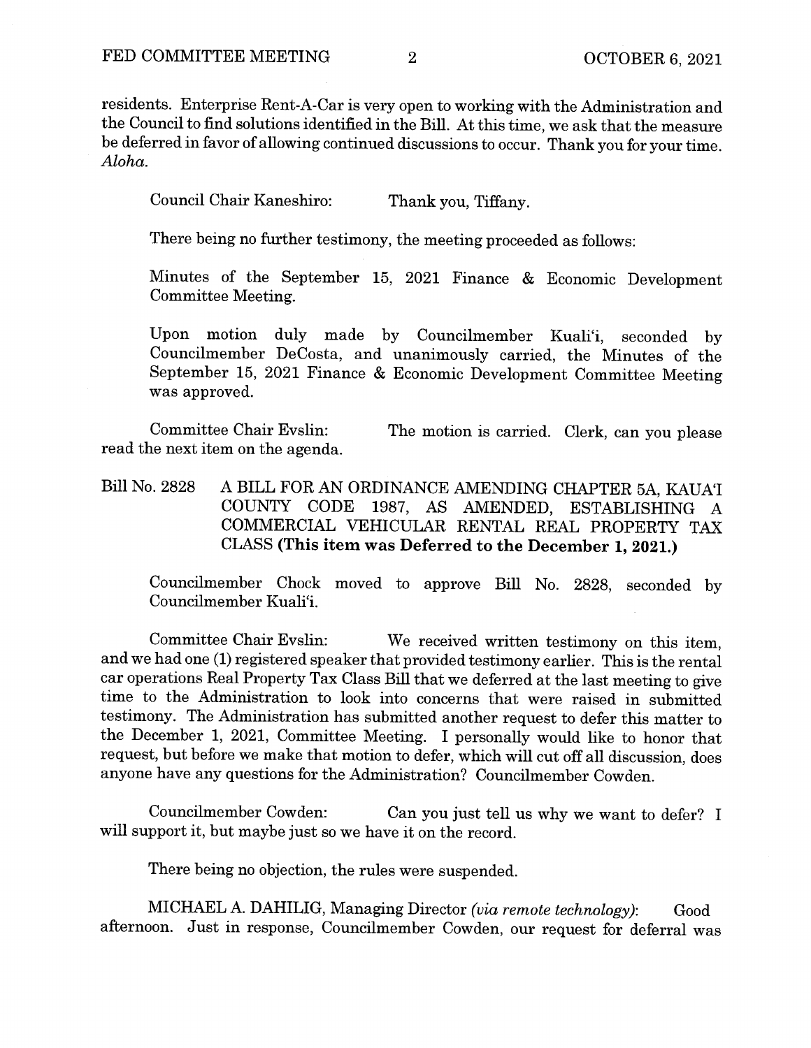residents. Enterprise Rent-A-Car is very open to working with the Administration and the Council to find solutions identified in the Bill. At this time, we ask that the measure be deferred in favor of allowing continued discussions to occur. Thank you for your time. *Aloha.*

Council Chair Kaneshiro: Thank you, Tiffany.

There being no further testimony, the meeting proceeded as follows:

Minutes of the September 15, 2021 Finance & Economic Development Committee Meeting.

Upon motion duly made by Councilmember Kuali'i, seconded by Councilmember DeCosta, and unanimously carried, the Minutes of the September 15, 2021 Finance & Economic Development Committee Meeting was approved.

Committee Chair Evslin: The motion is carried. Clerk, can you please read the next item on the agenda.

Bill No. 2828 A BILL FOR AN ORDINANCE AMENDING CHAPTER 5A, KAUA'I COUNTY CODE 1987, AS AMENDED, ESTABLISHING A COMMERCIAL VEHICULAR RENTAL REAL PROPERTY TAX CLASS **(This item was Deferred to the December 1, 2021.)**

Councilmember Chock moved to approve Bill No. 2828, seconded by Councilmember Kuali'i.

Committee Chair Evslin: We received written testimony on this item, and we had one (1) registered speaker that provided testimony earlier. This is the rental car operations Real Property Tax Class Bill that we deferred at the last meeting to give time to the Administration to look into concerns that were raised in submitted testimony. The Administration has submitted another request to defer this matter to the December 1, 2021, Committee Meeting. I personally would like to honor that request, but before we make that motion to defer, which will cut off all discussion, does anyone have any questions for the Administration? Councilmember Cowden.

Councilmember Cowden: Can you just tell us why we want to defer? I will support it, but maybe just so we have it on the record.

There being no objection, the rules were suspended.

MICHAEL A. DAHILIG, Managing Director *(via remote technology)*: Good afternoon. Just in response, Councilmember Cowden, our request for deferral was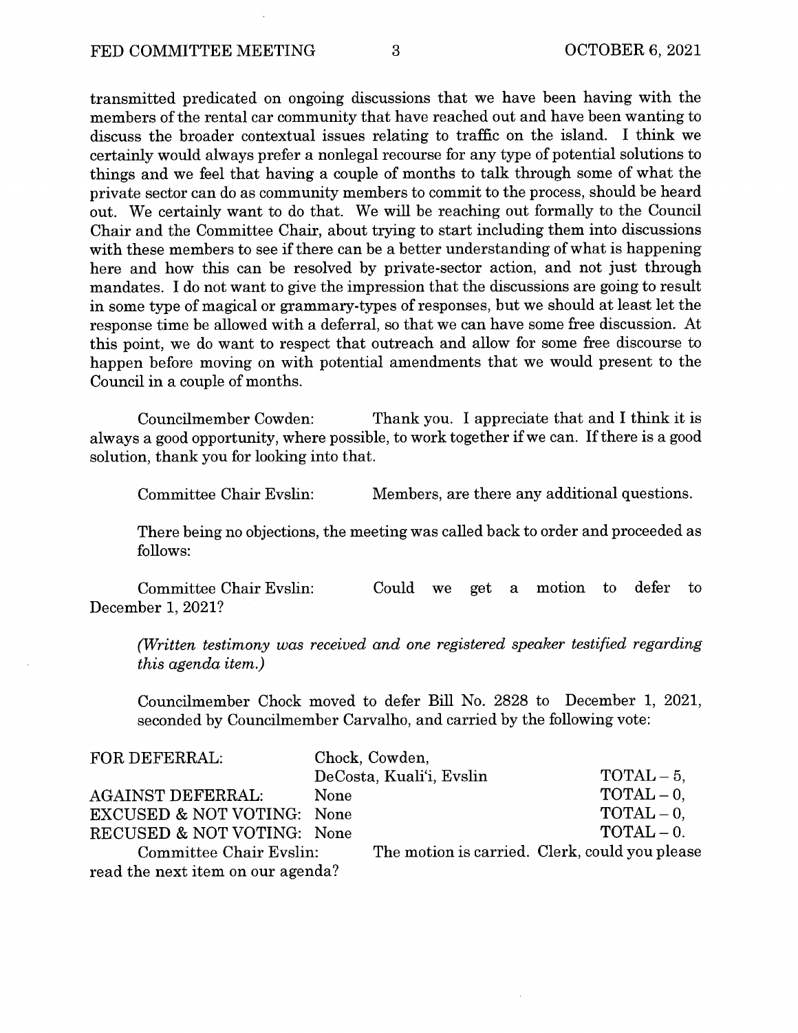transmitted predicated on ongoing discussions that we have been having with the members of the rental car community that have reached out and have been wanting to discuss the broader contextual issues relating to traffic on the island. I think we certainly would always prefer a nonlegal recourse for any type of potential solutions to things and we feel that having a couple of months to talk through some of what the private sector can do as community members to commit to the process, should be heard out. We certainly want to do that. We will be reaching out formally to the Council Chair and the Committee Chair, about trying to start including them into discussions with these members to see if there can be a better understanding of what is happening here and how this can be resolved by private-sector action, and not just through mandates. I do not want to give the impression that the discussions are going to result in some type of magical or grammary-types of responses, but we should at least let the response time be allowed with a deferral, so that we can have some free discussion. At this point, we do want to respect that outreach and allow for some free discourse to happen before moving on with potential amendments that we would present to the Council in a couple of months.

Councilmember Cowden: Thank you. I appreciate that and I think it is always a good opportunity, where possible, to work together if we can. If there is a good solution, thank you for looking into that.

Committee Chair Evslin: Members, are there any additional questions.

There being no objections, the meeting was called back to order and proceeded as follows:

Committee Chair Evslin: Could we get a motion to defer to December 1, 2021?

*(Written testimony was received and one registered speaker testified regarding this agenda item.)*

Councilmember Chock moved to defer Bill No. 2828 to December 1, 2021, seconded by Councilmember Carvalho, and carried by the following vote:

| | | |
|---|---|---|
| FOR DEFERRAL: | Chock, Cowden, DeCosta, Kuali'i, Evslin | TOTAL – 5, |
| AGAINST DEFERRAL: | None | TOTAL – 0, |
| EXCUSED & NOT VOTING: | None | TOTAL – 0, |
| RECUSED & NOT VOTING: | None | TOTAL – 0. |

Committee Chair Evslin: The motion is carried. Clerk, could you please read the next item on our agenda?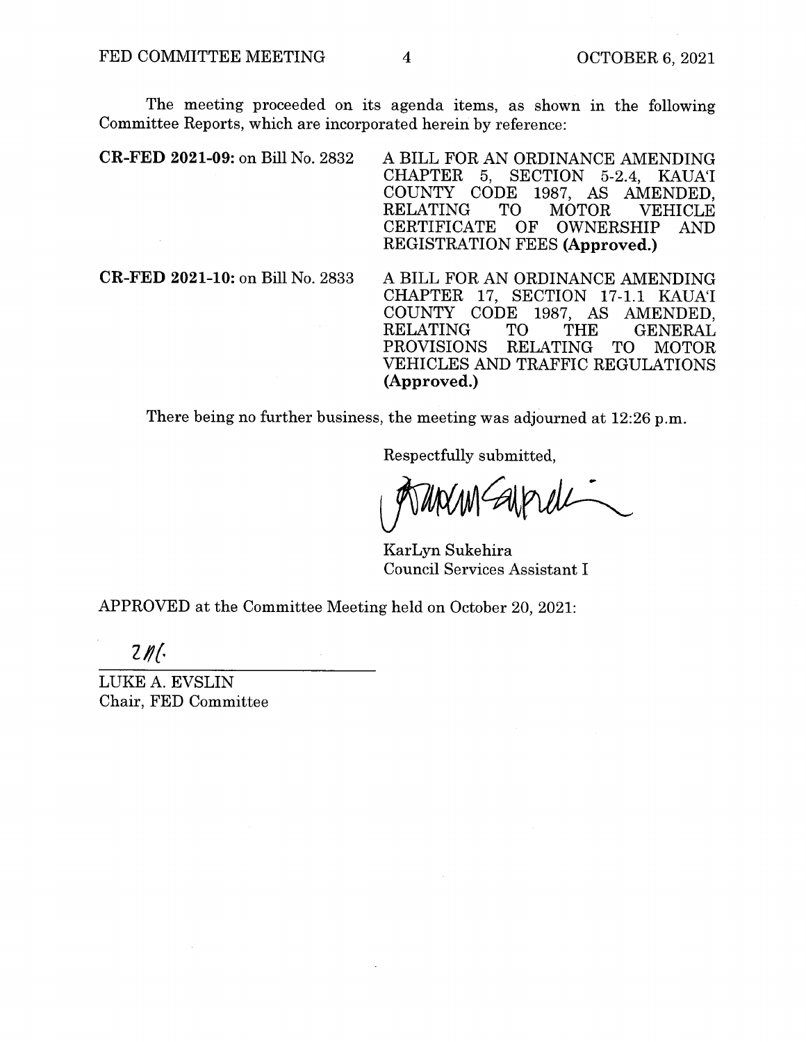The meeting proceeded on its agenda items, as shown in the following Committee Reports, which are incorporated herein by reference:

| | |
|---|---|
| **CR-FED 2021-09:** on Bill No. 2832 | A BILL FOR AN ORDINANCE AMENDING CHAPTER 5, SECTION 5-2.4, KAUA'I COUNTY CODE 1987, AS AMENDED, RELATING TO MOTOR VEHICLE CERTIFICATE OF OWNERSHIP AND REGISTRATION FEES **(Approved.)** |
| **CR-FED 2021-10:** on Bill No. 2833 | A BILL FOR AN ORDINANCE AMENDING CHAPTER 17, SECTION 17-1.1 KAUA'I COUNTY CODE 1987, AS AMENDED, RELATING TO THE GENERAL PROVISIONS RELATING TO MOTOR VEHICLES AND TRAFFIC REGULATIONS **(Approved.)** |

There being no further business, the meeting was adjourned at 12:26 p.m.

Respectfully submitted,

KarLyn Sukehira
Council Services Assistant I

APPROVED at the Committee Meeting held on October 20, 2021:

LUKE A. EVSLIN
Chair, FED Committee